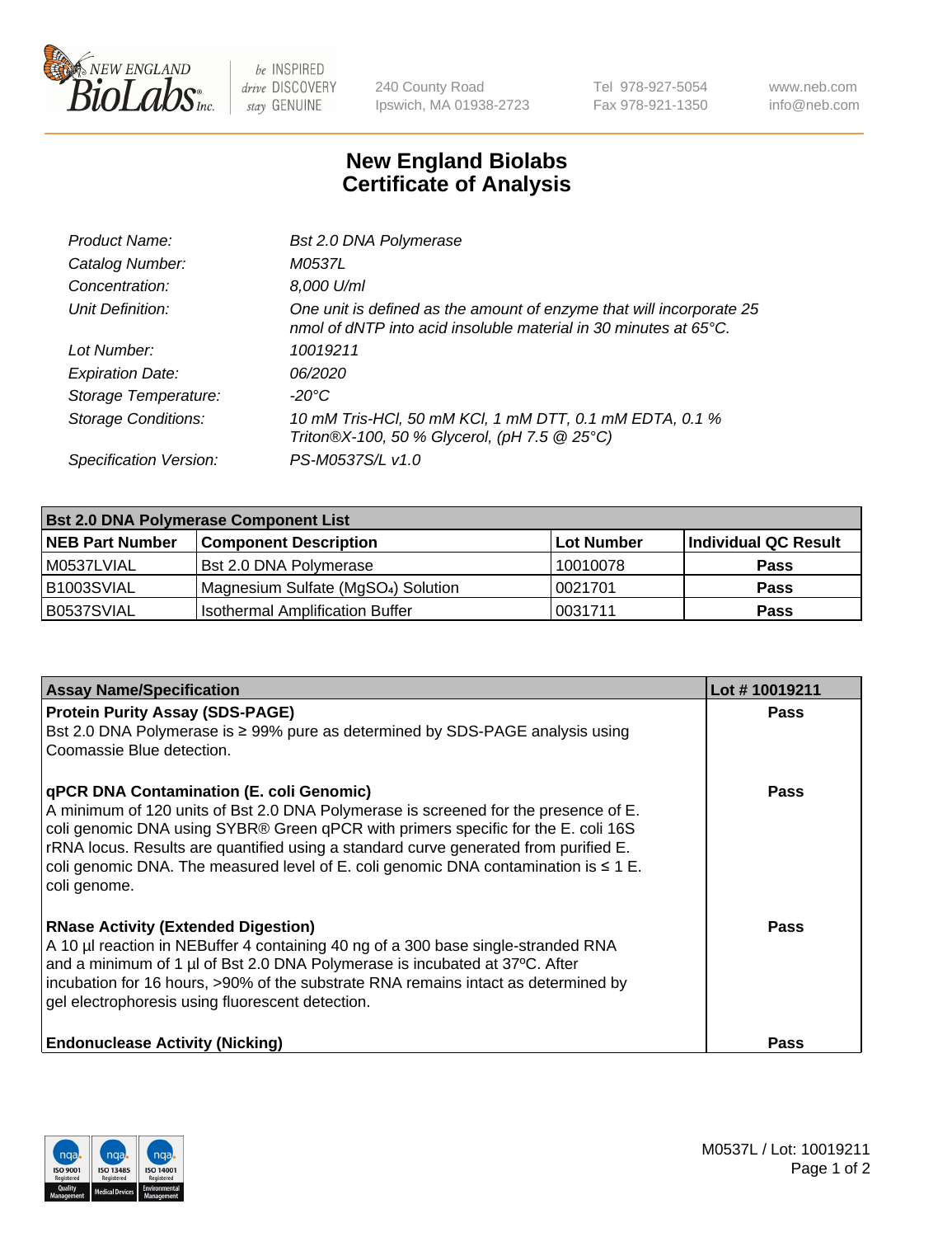# New England Biolabs Certificate of Analysis

| | |
|---|---|
| *Product Name:* | *Bst 2.0 DNA Polymerase* |
| *Catalog Number:* | *M0537L* |
| *Concentration:* | *8,000 U/ml* |
| *Unit Definition:* | *One unit is defined as the amount of enzyme that will incorporate 25 nmol of dNTP into acid insoluble material in 30 minutes at 65°C.* |
| *Lot Number:* | *10019211* |
| *Expiration Date:* | *06/2020* |
| *Storage Temperature:* | *-20°C* |
| *Storage Conditions:* | *10 mM Tris-HCl, 50 mM KCl, 1 mM DTT, 0.1 mM EDTA, 0.1 % Triton®X-100, 50 % Glycerol, (pH 7.5 @ 25°C)* |
| *Specification Version:* | *PS-M0537S/L v1.0* |

| **Bst 2.0 DNA Polymerase Component List** | | | |
|---|---|---|---|
| **NEB Part Number** | **Component Description** | **Lot Number** | **Individual QC Result** |
| M0537LVIAL | Bst 2.0 DNA Polymerase | 10010078 | **Pass** |
| B1003SVIAL | Magnesium Sulfate ($MgSO_4$) Solution | 0021701 | **Pass** |
| B0537SVIAL | Isothermal Amplification Buffer | 0031711 | **Pass** |

| **Assay Name/Specification** | **Lot # 10019211** |
|---|---|
| **Protein Purity Assay (SDS-PAGE)** Bst 2.0 DNA Polymerase is ≥ 99% pure as determined by SDS-PAGE analysis using Coomassie Blue detection. | **Pass** |
| **qPCR DNA Contamination (E. coli Genomic)** A minimum of 120 units of Bst 2.0 DNA Polymerase is screened for the presence of E. coli genomic DNA using SYBR® Green qPCR with primers specific for the E. coli 16S rRNA locus. Results are quantified using a standard curve generated from purified E. coli genomic DNA. The measured level of E. coli genomic DNA contamination is ≤ 1 E. coli genome. | **Pass** |
| **RNase Activity (Extended Digestion)** A 10 µl reaction in NEBuffer 4 containing 40 ng of a 300 base single-stranded RNA and a minimum of 1 µl of Bst 2.0 DNA Polymerase is incubated at 37ºC. After incubation for 16 hours, >90% of the substrate RNA remains intact as determined by gel electrophoresis using fluorescent detection. | **Pass** |
| **Endonuclease Activity (Nicking)** | **Pass** |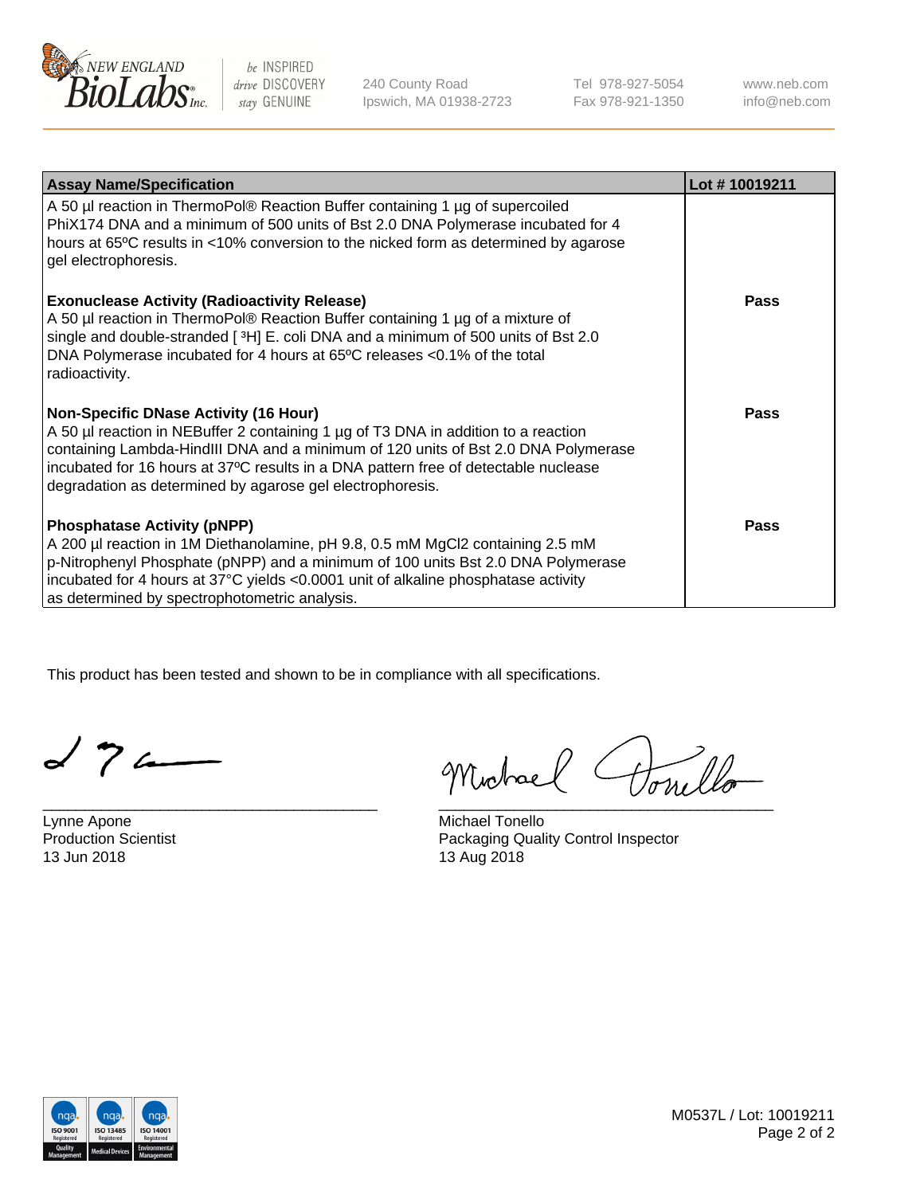| Assay Name/Specification | Lot # 10019211 |
| --- | --- |
| A 50 µl reaction in ThermoPol® Reaction Buffer containing 1 µg of supercoiled PhiX174 DNA and a minimum of 500 units of Bst 2.0 DNA Polymerase incubated for 4 hours at 65ºC results in <10% conversion to the nicked form as determined by agarose gel electrophoresis. | |
| **Exonuclease Activity (Radioactivity Release)** A 50 µl reaction in ThermoPol® Reaction Buffer containing 1 µg of a mixture of single and double-stranded [ $^3$H] E. coli DNA and a minimum of 500 units of Bst 2.0 DNA Polymerase incubated for 4 hours at 65ºC releases <0.1% of the total radioactivity. | **Pass** |
| **Non-Specific DNase Activity (16 Hour)** A 50 µl reaction in NEBuffer 2 containing 1 µg of T3 DNA in addition to a reaction containing Lambda-HindIII DNA and a minimum of 120 units of Bst 2.0 DNA Polymerase incubated for 16 hours at 37ºC results in a DNA pattern free of detectable nuclease degradation as determined by agarose gel electrophoresis. | **Pass** |
| **Phosphatase Activity (pNPP)** A 200 µl reaction in 1M Diethanolamine, pH 9.8, 0.5 mM $MgCl_2$ containing 2.5 mM p-Nitrophenyl Phosphate (pNPP) and a minimum of 100 units Bst 2.0 DNA Polymerase incubated for 4 hours at 37°C yields <0.0001 unit of alkaline phosphatase activity as determined by spectrophotometric analysis. | **Pass** |

This product has been tested and shown to be in compliance with all specifications.

Lynne Apone
Production Scientist
13 Jun 2018

Michael Tonello
Packaging Quality Control Inspector
13 Aug 2018

M0537L / Lot: 10019211